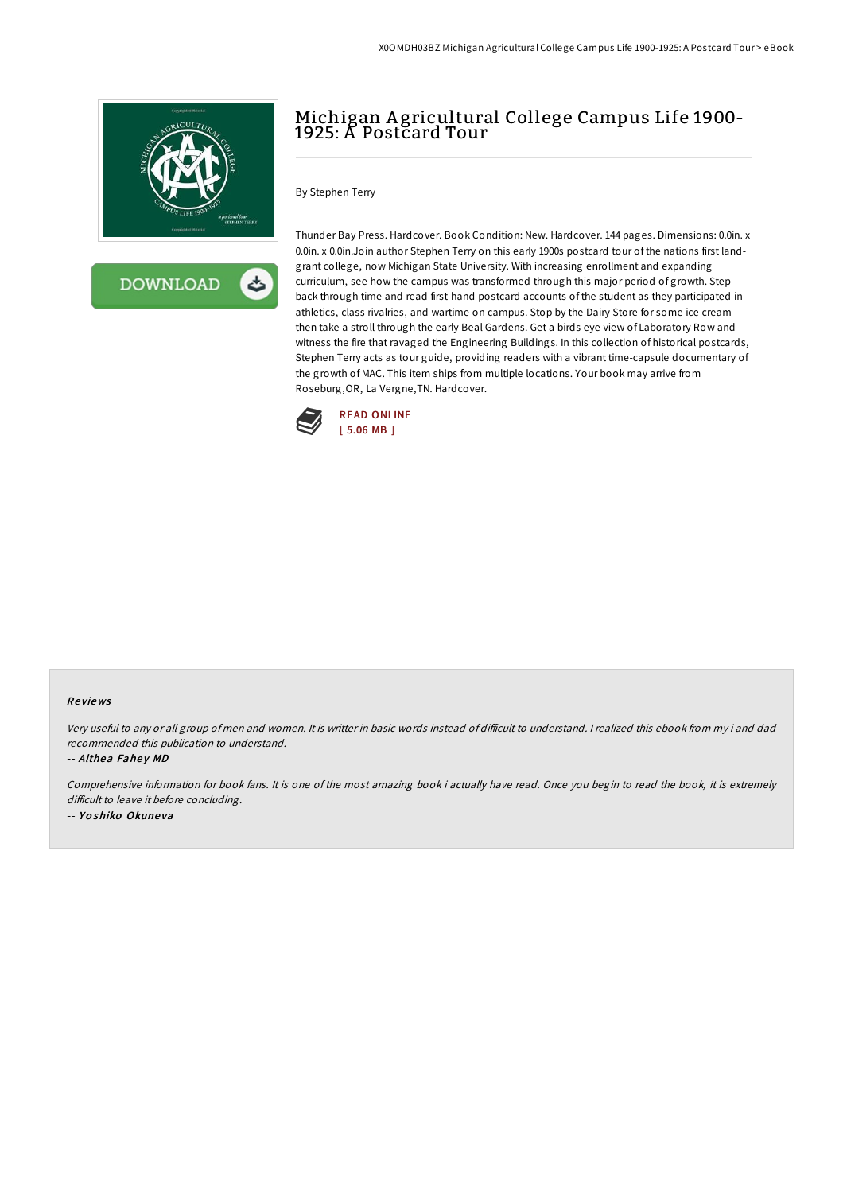# Michigan Agricultural College Campus Life 1900-1925: A Postcard Tour

By Stephen Terry

Thunder Bay Press. Hardcover. Book Condition: New. Hardcover. 144 pages. Dimensions: 0.0in. x 0.0in. x 0.0in.Join author Stephen Terry on this early 1900s postcard tour of the nations first land-grant college, now Michigan State University. With increasing enrollment and expanding curriculum, see how the campus was transformed through this major period of growth. Step back through time and read first-hand postcard accounts of the student as they participated in athletics, class rivalries, and wartime on campus. Stop by the Dairy Store for some ice cream then take a stroll through the early Beal Gardens. Get a birds eye view of Laboratory Row and witness the fire that ravaged the Engineering Buildings. In this collection of historical postcards, Stephen Terry acts as tour guide, providing readers with a vibrant time-capsule documentary of the growth of MAC. This item ships from multiple locations. Your book may arrive from Roseburg,OR, La Vergne,TN. Hardcover.

READ ONLINE
[ 5.06 MB ]

### Reviews

*Very useful to any or all group of men and women. It is writter in basic words instead of difficult to understand. I realized this ebook from my i and dad recommended this publication to understand.*

-- *Althea Fahey MD*

*Comprehensive information for book fans. It is one of the most amazing book i actually have read. Once you begin to read the book, it is extremely difficult to leave it before concluding.*

-- *Yoshiko Okuneva*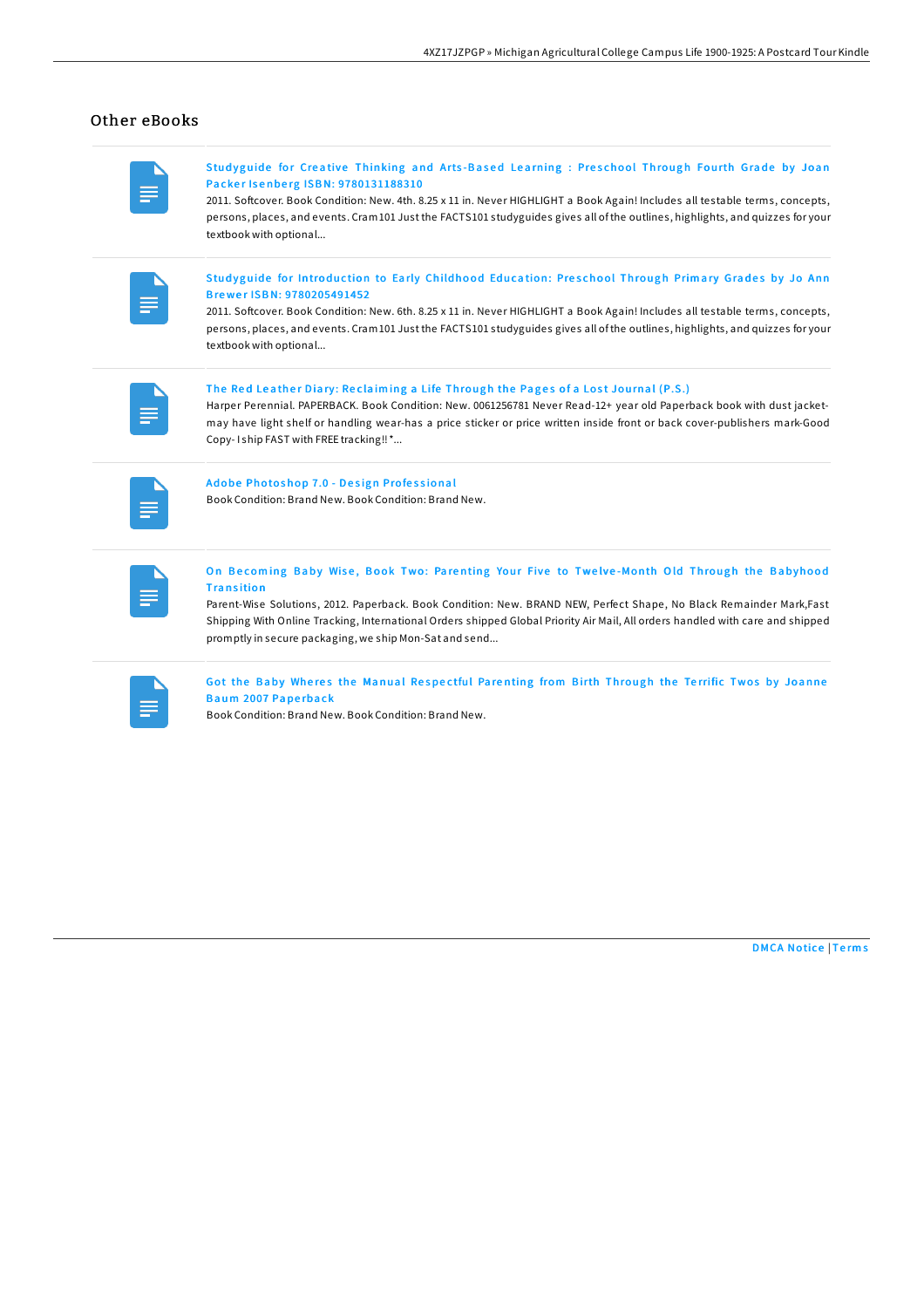## Other eBooks

**Studyguide for Creative Thinking and Arts-Based Learning : Preschool Through Fourth Grade by Joan Packer Isenberg ISBN: 9780131188310**

2011. Softcover. Book Condition: New. 4th. 8.25 x 11 in. Never HIGHLIGHT a Book Again! Includes all testable terms, concepts, persons, places, and events. Cram101 Just the FACTS101 studyguides gives all of the outlines, highlights, and quizzes for your textbook with optional...

**Studyguide for Introduction to Early Childhood Education: Preschool Through Primary Grades by Jo Ann Brewer ISBN: 9780205491452**

2011. Softcover. Book Condition: New. 6th. 8.25 x 11 in. Never HIGHLIGHT a Book Again! Includes all testable terms, concepts, persons, places, and events. Cram101 Just the FACTS101 studyguides gives all of the outlines, highlights, and quizzes for your textbook with optional...

**The Red Leather Diary: Reclaiming a Life Through the Pages of a Lost Journal (P.S.)**

Harper Perennial. PAPERBACK. Book Condition: New. 0061256781 Never Read-12+ year old Paperback book with dust jacket-may have light shelf or handling wear-has a price sticker or price written inside front or back cover-publishers mark-Good Copy- I ship FAST with FREE tracking!! *...

**Adobe Photoshop 7.0 - Design Professional**

Book Condition: Brand New. Book Condition: Brand New.

**On Becoming Baby Wise, Book Two: Parenting Your Five to Twelve-Month Old Through the Babyhood Transition**

Parent-Wise Solutions, 2012. Paperback. Book Condition: New. BRAND NEW, Perfect Shape, No Black Remainder Mark,Fast Shipping With Online Tracking, International Orders shipped Global Priority Air Mail, All orders handled with care and shipped promptly in secure packaging, we ship Mon-Sat and send...

**Got the Baby Wheres the Manual Respectful Parenting from Birth Through the Terrific Twos by Joanne Baum 2007 Paperback**

Book Condition: Brand New. Book Condition: Brand New.